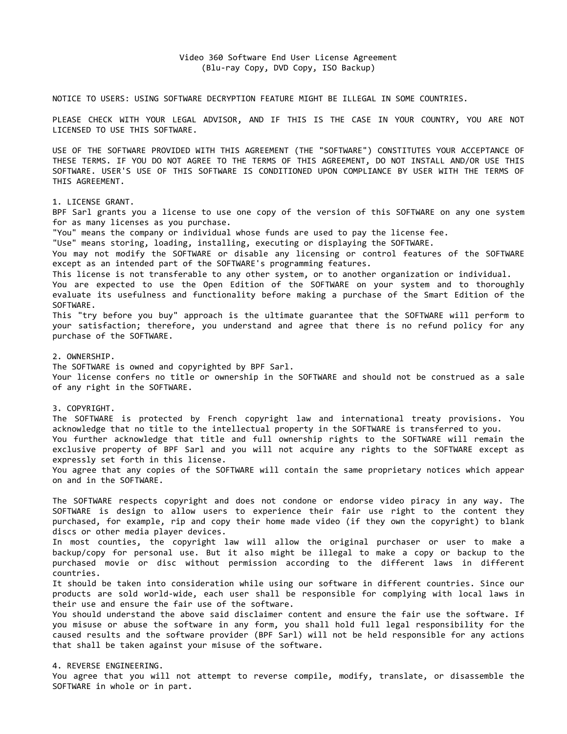# Video 360 Software End User License Agreement
(Blu-ray Copy, DVD Copy, ISO Backup)

NOTICE TO USERS: USING SOFTWARE DECRYPTION FEATURE MIGHT BE ILLEGAL IN SOME COUNTRIES.

PLEASE CHECK WITH YOUR LEGAL ADVISOR, AND IF THIS IS THE CASE IN YOUR COUNTRY, YOU ARE NOT LICENSED TO USE THIS SOFTWARE.

USE OF THE SOFTWARE PROVIDED WITH THIS AGREEMENT (THE "SOFTWARE") CONSTITUTES YOUR ACCEPTANCE OF THESE TERMS. IF YOU DO NOT AGREE TO THE TERMS OF THIS AGREEMENT, DO NOT INSTALL AND/OR USE THIS SOFTWARE. USER'S USE OF THIS SOFTWARE IS CONDITIONED UPON COMPLIANCE BY USER WITH THE TERMS OF THIS AGREEMENT.

## 1. LICENSE GRANT.

BPF Sarl grants you a license to use one copy of the version of this SOFTWARE on any one system for as many licenses as you purchase.
"You" means the company or individual whose funds are used to pay the license fee.
"Use" means storing, loading, installing, executing or displaying the SOFTWARE.
You may not modify the SOFTWARE or disable any licensing or control features of the SOFTWARE except as an intended part of the SOFTWARE's programming features.
This license is not transferable to any other system, or to another organization or individual.
You are expected to use the Open Edition of the SOFTWARE on your system and to thoroughly evaluate its usefulness and functionality before making a purchase of the Smart Edition of the SOFTWARE.
This "try before you buy" approach is the ultimate guarantee that the SOFTWARE will perform to your satisfaction; therefore, you understand and agree that there is no refund policy for any purchase of the SOFTWARE.

## 2. OWNERSHIP.

The SOFTWARE is owned and copyrighted by BPF Sarl.
Your license confers no title or ownership in the SOFTWARE and should not be construed as a sale of any right in the SOFTWARE.

## 3. COPYRIGHT.

The SOFTWARE is protected by French copyright law and international treaty provisions. You acknowledge that no title to the intellectual property in the SOFTWARE is transferred to you.
You further acknowledge that title and full ownership rights to the SOFTWARE will remain the exclusive property of BPF Sarl and you will not acquire any rights to the SOFTWARE except as expressly set forth in this license.
You agree that any copies of the SOFTWARE will contain the same proprietary notices which appear on and in the SOFTWARE.

The SOFTWARE respects copyright and does not condone or endorse video piracy in any way. The SOFTWARE is design to allow users to experience their fair use right to the content they purchased, for example, rip and copy their home made video (if they own the copyright) to blank discs or other media player devices.
In most counties, the copyright law will allow the original purchaser or user to make a backup/copy for personal use. But it also might be illegal to make a copy or backup to the purchased movie or disc without permission according to the different laws in different countries.
It should be taken into consideration while using our software in different countries. Since our products are sold world-wide, each user shall be responsible for complying with local laws in their use and ensure the fair use of the software.
You should understand the above said disclaimer content and ensure the fair use the software. If you misuse or abuse the software in any form, you shall hold full legal responsibility for the caused results and the software provider (BPF Sarl) will not be held responsible for any actions that shall be taken against your misuse of the software.

## 4. REVERSE ENGINEERING.

You agree that you will not attempt to reverse compile, modify, translate, or disassemble the SOFTWARE in whole or in part.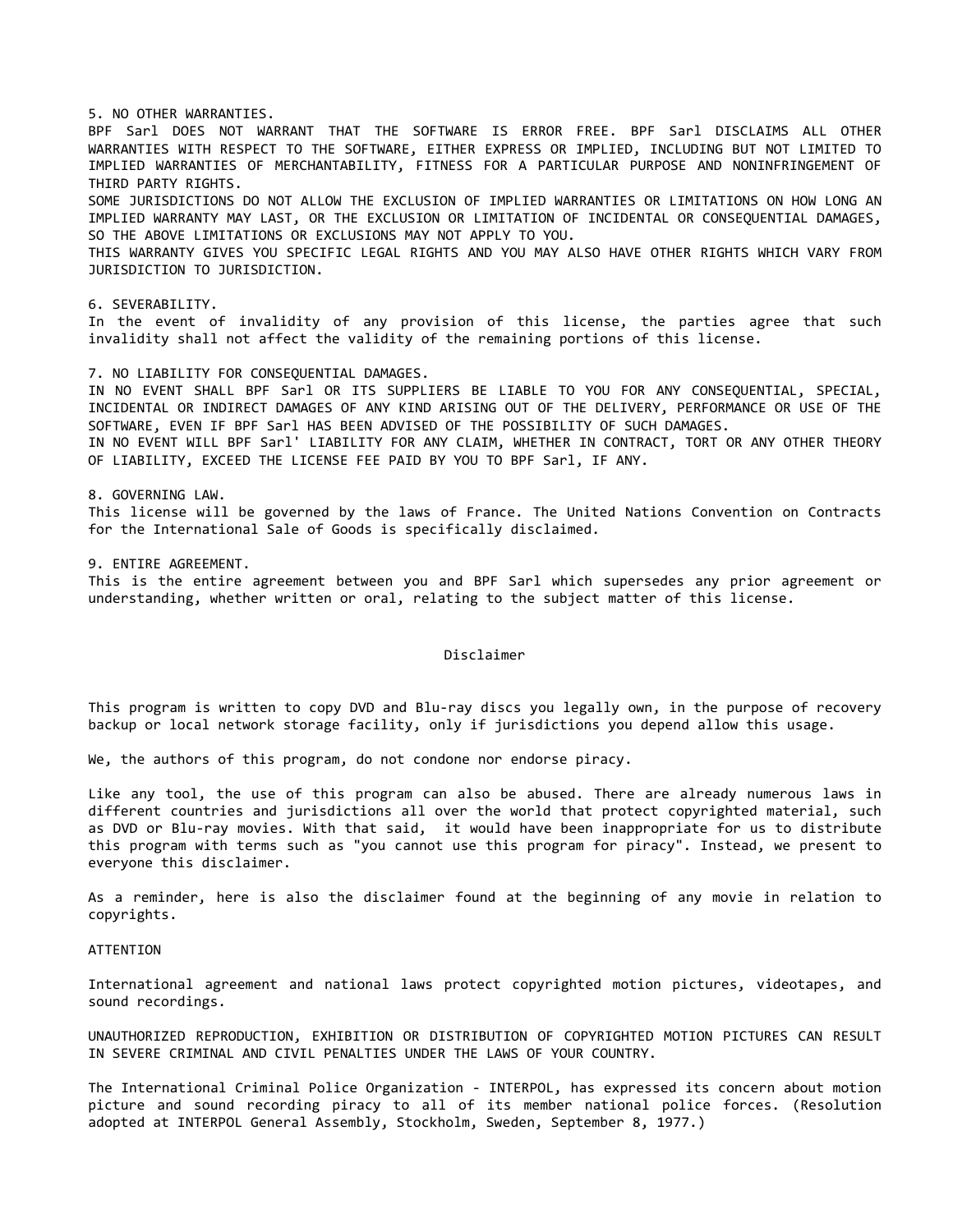5. NO OTHER WARRANTIES.
BPF Sarl DOES NOT WARRANT THAT THE SOFTWARE IS ERROR FREE. BPF Sarl DISCLAIMS ALL OTHER WARRANTIES WITH RESPECT TO THE SOFTWARE, EITHER EXPRESS OR IMPLIED, INCLUDING BUT NOT LIMITED TO IMPLIED WARRANTIES OF MERCHANTABILITY, FITNESS FOR A PARTICULAR PURPOSE AND NONINFRINGEMENT OF THIRD PARTY RIGHTS.
SOME JURISDICTIONS DO NOT ALLOW THE EXCLUSION OF IMPLIED WARRANTIES OR LIMITATIONS ON HOW LONG AN IMPLIED WARRANTY MAY LAST, OR THE EXCLUSION OR LIMITATION OF INCIDENTAL OR CONSEQUENTIAL DAMAGES, SO THE ABOVE LIMITATIONS OR EXCLUSIONS MAY NOT APPLY TO YOU.
THIS WARRANTY GIVES YOU SPECIFIC LEGAL RIGHTS AND YOU MAY ALSO HAVE OTHER RIGHTS WHICH VARY FROM JURISDICTION TO JURISDICTION.

6. SEVERABILITY.
In the event of invalidity of any provision of this license, the parties agree that such invalidity shall not affect the validity of the remaining portions of this license.

7. NO LIABILITY FOR CONSEQUENTIAL DAMAGES.
IN NO EVENT SHALL BPF Sarl OR ITS SUPPLIERS BE LIABLE TO YOU FOR ANY CONSEQUENTIAL, SPECIAL, INCIDENTAL OR INDIRECT DAMAGES OF ANY KIND ARISING OUT OF THE DELIVERY, PERFORMANCE OR USE OF THE SOFTWARE, EVEN IF BPF Sarl HAS BEEN ADVISED OF THE POSSIBILITY OF SUCH DAMAGES.
IN NO EVENT WILL BPF Sarl' LIABILITY FOR ANY CLAIM, WHETHER IN CONTRACT, TORT OR ANY OTHER THEORY OF LIABILITY, EXCEED THE LICENSE FEE PAID BY YOU TO BPF Sarl, IF ANY.

8. GOVERNING LAW.
This license will be governed by the laws of France. The United Nations Convention on Contracts for the International Sale of Goods is specifically disclaimed.

9. ENTIRE AGREEMENT.
This is the entire agreement between you and BPF Sarl which supersedes any prior agreement or understanding, whether written or oral, relating to the subject matter of this license.

## Disclaimer

This program is written to copy DVD and Blu-ray discs you legally own, in the purpose of recovery backup or local network storage facility, only if jurisdictions you depend allow this usage.

We, the authors of this program, do not condone nor endorse piracy.

Like any tool, the use of this program can also be abused. There are already numerous laws in different countries and jurisdictions all over the world that protect copyrighted material, such as DVD or Blu-ray movies. With that said, it would have been inappropriate for us to distribute this program with terms such as "you cannot use this program for piracy". Instead, we present to everyone this disclaimer.

As a reminder, here is also the disclaimer found at the beginning of any movie in relation to copyrights.

ATTENTION

International agreement and national laws protect copyrighted motion pictures, videotapes, and sound recordings.

UNAUTHORIZED REPRODUCTION, EXHIBITION OR DISTRIBUTION OF COPYRIGHTED MOTION PICTURES CAN RESULT IN SEVERE CRIMINAL AND CIVIL PENALTIES UNDER THE LAWS OF YOUR COUNTRY.

The International Criminal Police Organization - INTERPOL, has expressed its concern about motion picture and sound recording piracy to all of its member national police forces. (Resolution adopted at INTERPOL General Assembly, Stockholm, Sweden, September 8, 1977.)